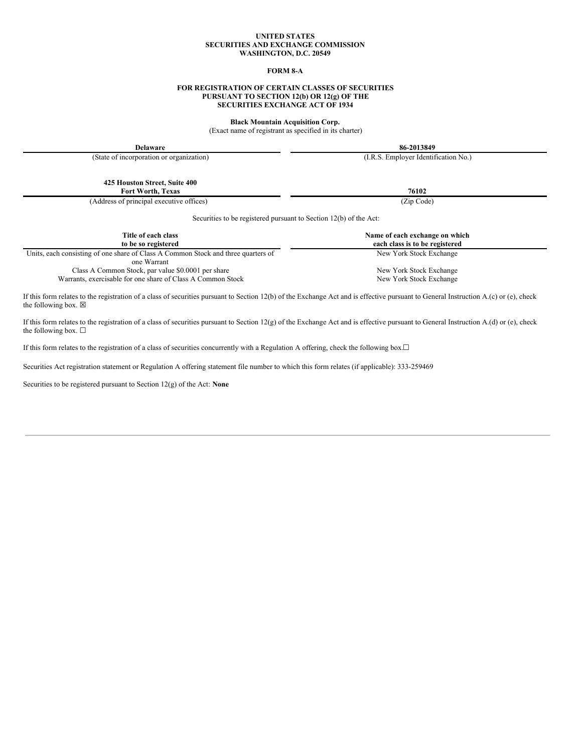**UNITED STATES**
**SECURITIES AND EXCHANGE COMMISSION**
**WASHINGTON, D.C. 20549**

**FORM 8-A**

**FOR REGISTRATION OF CERTAIN CLASSES OF SECURITIES**
**PURSUANT TO SECTION 12(b) OR 12(g) OF THE**
**SECURITIES EXCHANGE ACT OF 1934**

**Black Mountain Acquisition Corp.**
(Exact name of registrant as specified in its charter)

| **Delaware** | **86-2013849** |
|---|---|
| (State of incorporation or organization) | (I.R.S. Employer Identification No.) |

| **425 Houston Street, Suite 400**<br>**Fort Worth, Texas** | **76102** |
|---|---|
| (Address of principal executive offices) | (Zip Code) |

Securities to be registered pursuant to Section 12(b) of the Act:

| **Title of each class to be so registered** | **Name of each exchange on which each class is to be registered** |
|---|---|
| Units, each consisting of one share of Class A Common Stock and three quarters of one Warrant | New York Stock Exchange |
| Class A Common Stock, par value $0.0001 per share | New York Stock Exchange |
| Warrants, exercisable for one share of Class A Common Stock | New York Stock Exchange |

If this form relates to the registration of a class of securities pursuant to Section 12(b) of the Exchange Act and is effective pursuant to General Instruction A.(c) or (e), check the following box. ☒

If this form relates to the registration of a class of securities pursuant to Section 12(g) of the Exchange Act and is effective pursuant to General Instruction A.(d) or (e), check the following box. ☐

If this form relates to the registration of a class of securities concurrently with a Regulation A offering, check the following box.☐

Securities Act registration statement or Regulation A offering statement file number to which this form relates (if applicable): 333-259469

Securities to be registered pursuant to Section 12(g) of the Act: **None**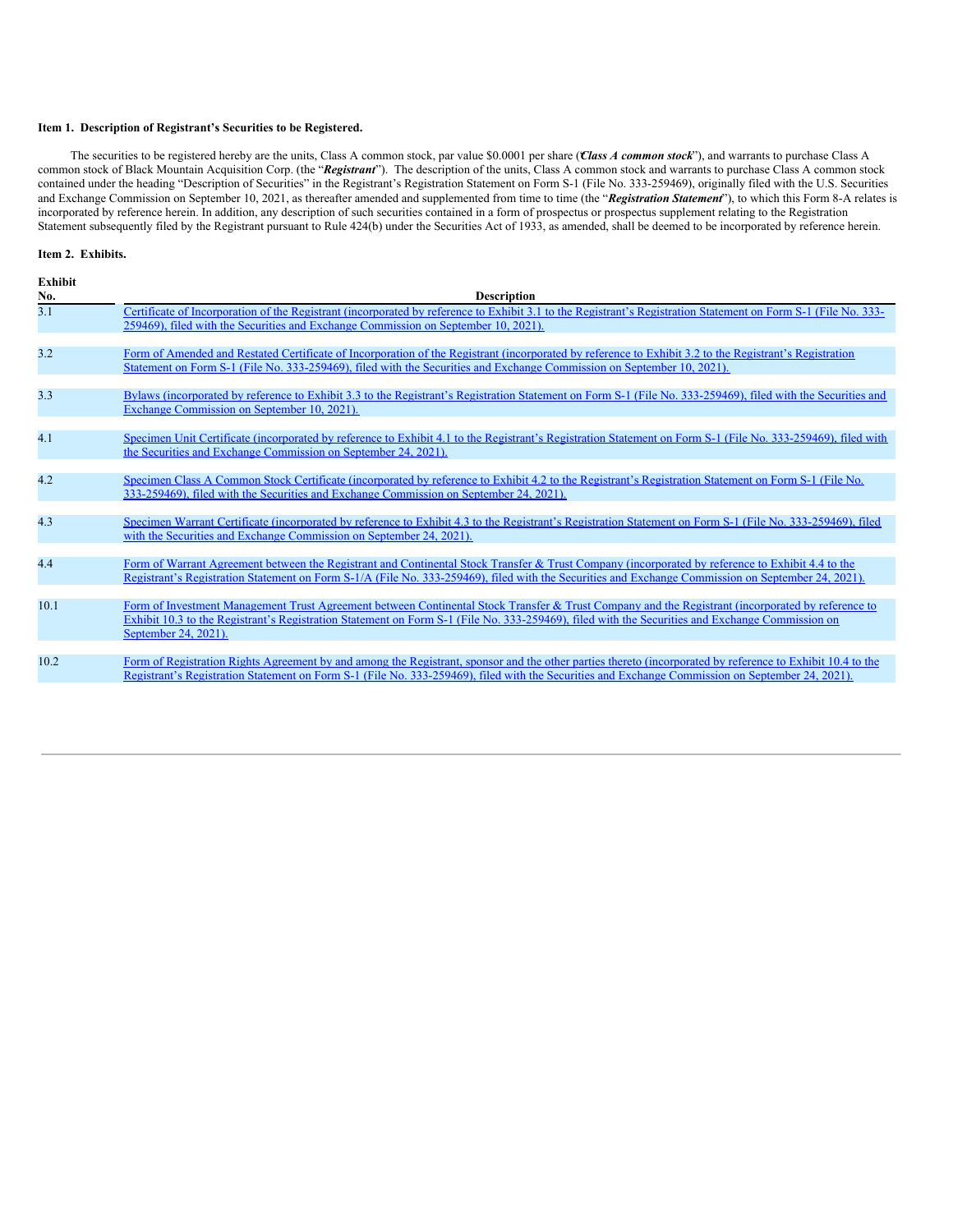**Item 1. Description of Registrant's Securities to be Registered.**

The securities to be registered hereby are the units, Class A common stock, par value $0.0001 per share ("***Class A common stock***"), and warrants to purchase Class A common stock of Black Mountain Acquisition Corp. (the "***Registrant***"). The description of the units, Class A common stock and warrants to purchase Class A common stock contained under the heading "Description of Securities" in the Registrant's Registration Statement on Form S-1 (File No. 333-259469), originally filed with the U.S. Securities and Exchange Commission on September 10, 2021, as thereafter amended and supplemented from time to time (the "***Registration Statement***"), to which this Form 8-A relates is incorporated by reference herein. In addition, any description of such securities contained in a form of prospectus or prospectus supplement relating to the Registration Statement subsequently filed by the Registrant pursuant to Rule 424(b) under the Securities Act of 1933, as amended, shall be deemed to be incorporated by reference herein.

**Item 2. Exhibits.**

| Exhibit No. | Description |
|---|---|
| 3.1 | Certificate of Incorporation of the Registrant (incorporated by reference to Exhibit 3.1 to the Registrant's Registration Statement on Form S-1 (File No. 333-259469), filed with the Securities and Exchange Commission on September 10, 2021). |
| 3.2 | Form of Amended and Restated Certificate of Incorporation of the Registrant (incorporated by reference to Exhibit 3.2 to the Registrant's Registration Statement on Form S-1 (File No. 333-259469), filed with the Securities and Exchange Commission on September 10, 2021). |
| 3.3 | Bylaws (incorporated by reference to Exhibit 3.3 to the Registrant's Registration Statement on Form S-1 (File No. 333-259469), filed with the Securities and Exchange Commission on September 10, 2021). |
| 4.1 | Specimen Unit Certificate (incorporated by reference to Exhibit 4.1 to the Registrant's Registration Statement on Form S-1 (File No. 333-259469), filed with the Securities and Exchange Commission on September 24, 2021). |
| 4.2 | Specimen Class A Common Stock Certificate (incorporated by reference to Exhibit 4.2 to the Registrant's Registration Statement on Form S-1 (File No. 333-259469), filed with the Securities and Exchange Commission on September 24, 2021). |
| 4.3 | Specimen Warrant Certificate (incorporated by reference to Exhibit 4.3 to the Registrant's Registration Statement on Form S-1 (File No. 333-259469), filed with the Securities and Exchange Commission on September 24, 2021). |
| 4.4 | Form of Warrant Agreement between the Registrant and Continental Stock Transfer & Trust Company (incorporated by reference to Exhibit 4.4 to the Registrant's Registration Statement on Form S-1/A (File No. 333-259469), filed with the Securities and Exchange Commission on September 24, 2021). |
| 10.1 | Form of Investment Management Trust Agreement between Continental Stock Transfer & Trust Company and the Registrant (incorporated by reference to Exhibit 10.3 to the Registrant's Registration Statement on Form S-1 (File No. 333-259469), filed with the Securities and Exchange Commission on September 24, 2021). |
| 10.2 | Form of Registration Rights Agreement by and among the Registrant, sponsor and the other parties thereto (incorporated by reference to Exhibit 10.4 to the Registrant's Registration Statement on Form S-1 (File No. 333-259469), filed with the Securities and Exchange Commission on September 24, 2021). |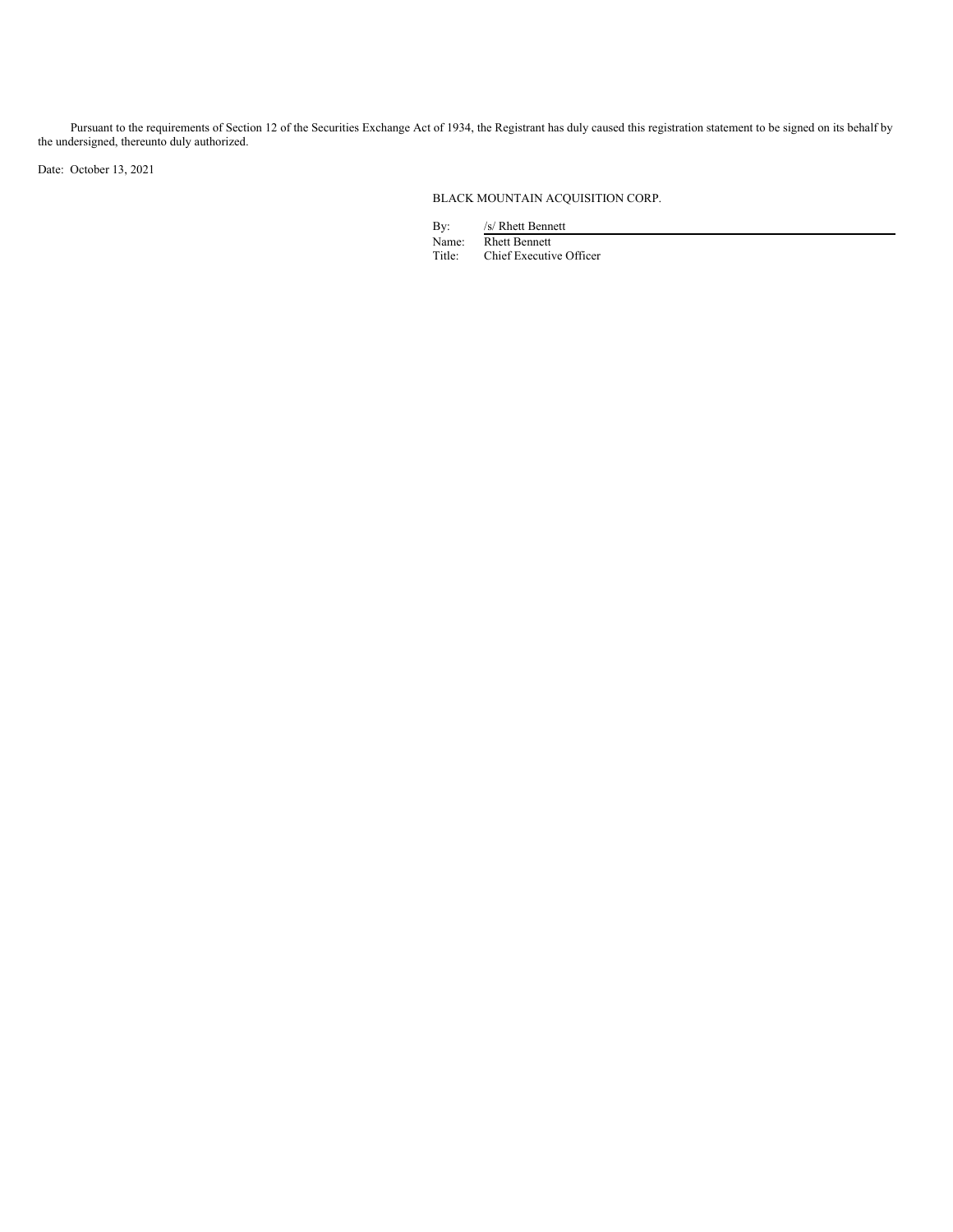Pursuant to the requirements of Section 12 of the Securities Exchange Act of 1934, the Registrant has duly caused this registration statement to be signed on its behalf by the undersigned, thereunto duly authorized.

Date: October 13, 2021

BLACK MOUNTAIN ACQUISITION CORP.

| | |
|---|---|
| By: | /s/ Rhett Bennett |
| Name: | Rhett Bennett |
| Title: | Chief Executive Officer |